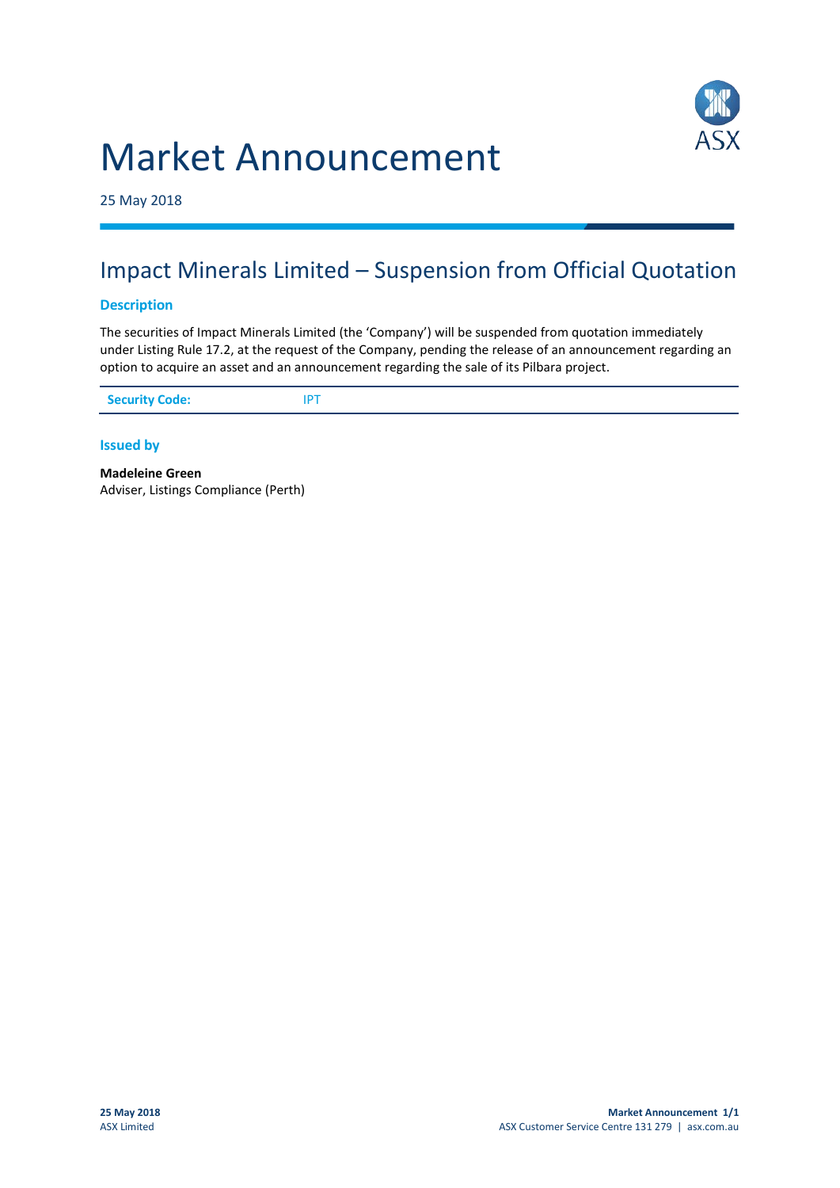# Market Announcement

25 May 2018

## Impact Minerals Limited – Suspension from Official Quotation

### Description

The securities of Impact Minerals Limited (the 'Company') will be suspended from quotation immediately under Listing Rule 17.2, at the request of the Company, pending the release of an announcement regarding an option to acquire an asset and an announcement regarding the sale of its Pilbara project.

| **Security Code:** | IPT |
|---|---|

### Issued by

**Madeleine Green**
Adviser, Listings Compliance (Perth)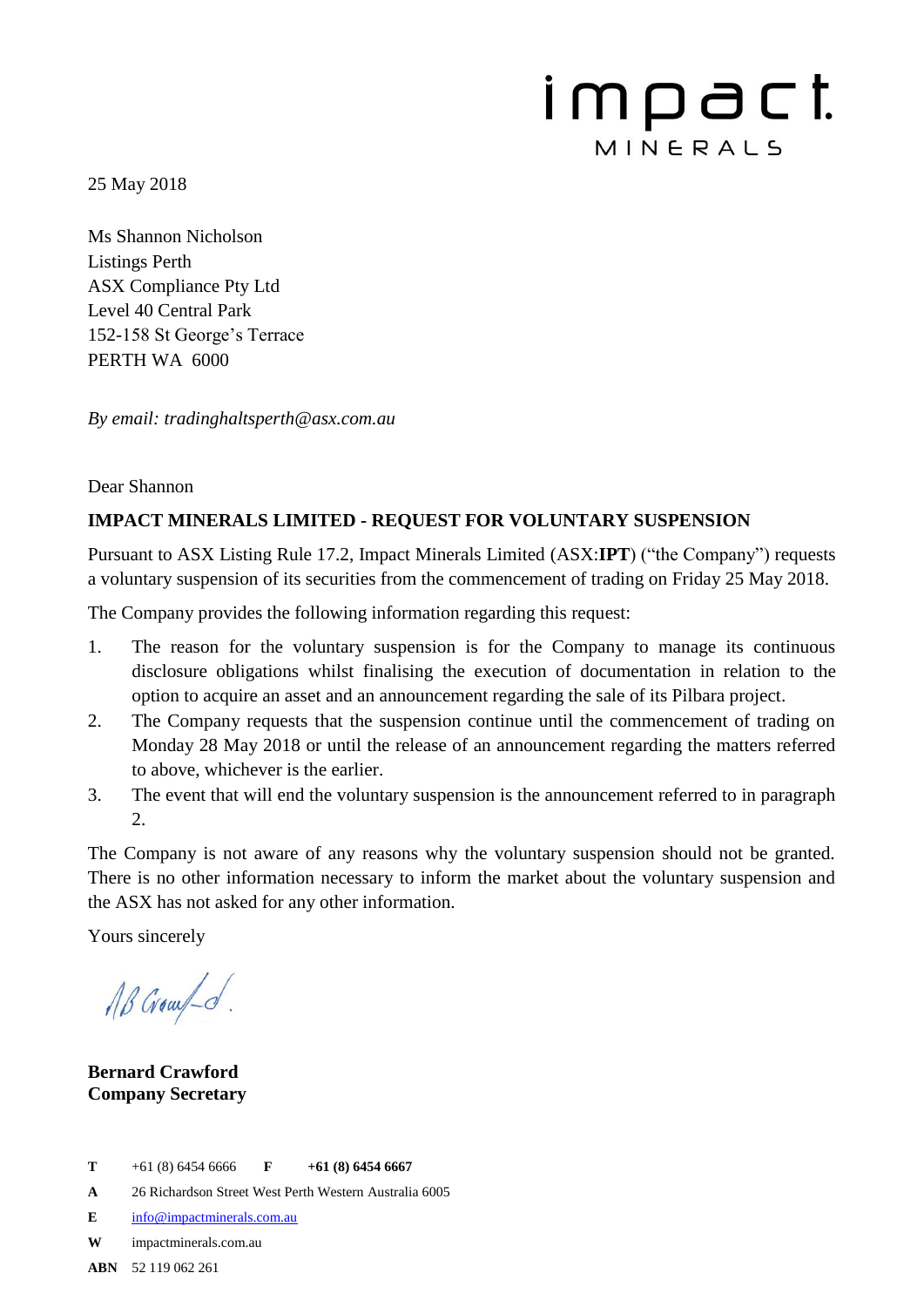impact MINERALS

25 May 2018

Ms Shannon Nicholson
Listings Perth
ASX Compliance Pty Ltd
Level 40 Central Park
152-158 St George's Terrace
PERTH WA 6000

*By email: tradinghaltsperth@asx.com.au*

Dear Shannon

**IMPACT MINERALS LIMITED - REQUEST FOR VOLUNTARY SUSPENSION**

Pursuant to ASX Listing Rule 17.2, Impact Minerals Limited (ASX:**IPT**) ("the Company") requests a voluntary suspension of its securities from the commencement of trading on Friday 25 May 2018.

The Company provides the following information regarding this request:

1. The reason for the voluntary suspension is for the Company to manage its continuous disclosure obligations whilst finalising the execution of documentation in relation to the option to acquire an asset and an announcement regarding the sale of its Pilbara project.
2. The Company requests that the suspension continue until the commencement of trading on Monday 28 May 2018 or until the release of an announcement regarding the matters referred to above, whichever is the earlier.
3. The event that will end the voluntary suspension is the announcement referred to in paragraph 2.

The Company is not aware of any reasons why the voluntary suspension should not be granted. There is no other information necessary to inform the market about the voluntary suspension and the ASX has not asked for any other information.

Yours sincerely

**Bernard Crawford**
**Company Secretary**

**T** +61 (8) 6454 6666 **F** **+61 (8) 6454 6667**

**A** 26 Richardson Street West Perth Western Australia 6005

**E** info@impactminerals.com.au

**W** impactminerals.com.au

**ABN** 52 119 062 261